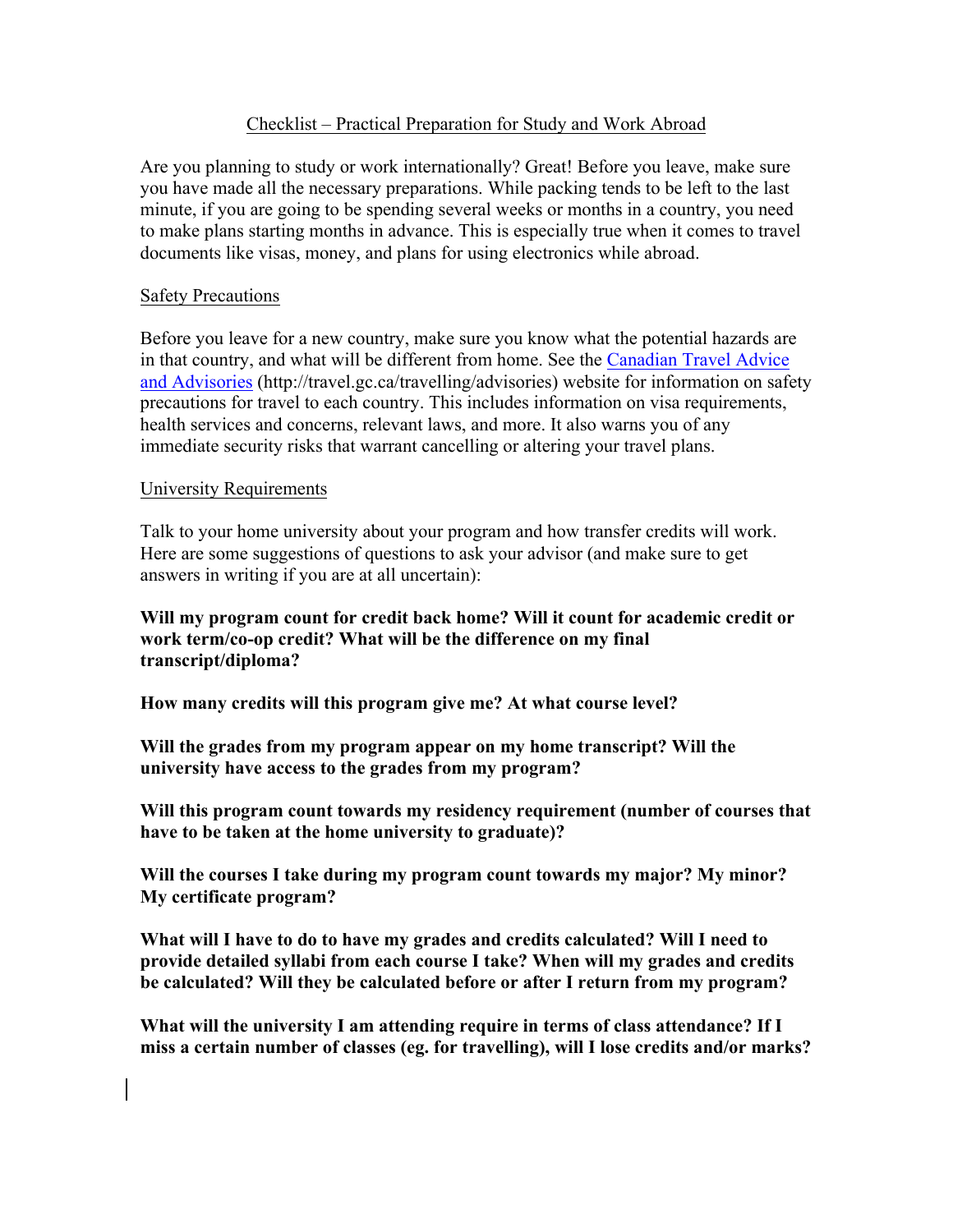# Checklist – Practical Preparation for Study and Work Abroad

Are you planning to study or work internationally? Great! Before you leave, make sure you have made all the necessary preparations. While packing tends to be left to the last minute, if you are going to be spending several weeks or months in a country, you need to make plans starting months in advance. This is especially true when it comes to travel documents like visas, money, and plans for using electronics while abroad.

## Safety Precautions

Before you leave for a new country, make sure you know what the potential hazards are in that country, and what will be different from home. See the [Canadian Travel Advice and Advisories](http://travel.gc.ca/travelling/advisories) (http://travel.gc.ca/travelling/advisories) website for information on safety precautions for travel to each country. This includes information on visa requirements, health services and concerns, relevant laws, and more. It also warns you of any immediate security risks that warrant cancelling or altering your travel plans.

## University Requirements

Talk to your home university about your program and how transfer credits will work. Here are some suggestions of questions to ask your advisor (and make sure to get answers in writing if you are at all uncertain):

**Will my program count for credit back home? Will it count for academic credit or work term/co-op credit? What will be the difference on my final transcript/diploma?**

**How many credits will this program give me? At what course level?**

**Will the grades from my program appear on my home transcript? Will the university have access to the grades from my program?**

**Will this program count towards my residency requirement (number of courses that have to be taken at the home university to graduate)?**

**Will the courses I take during my program count towards my major? My minor? My certificate program?**

**What will I have to do to have my grades and credits calculated? Will I need to provide detailed syllabi from each course I take? When will my grades and credits be calculated? Will they be calculated before or after I return from my program?**

**What will the university I am attending require in terms of class attendance? If I miss a certain number of classes (eg. for travelling), will I lose credits and/or marks?**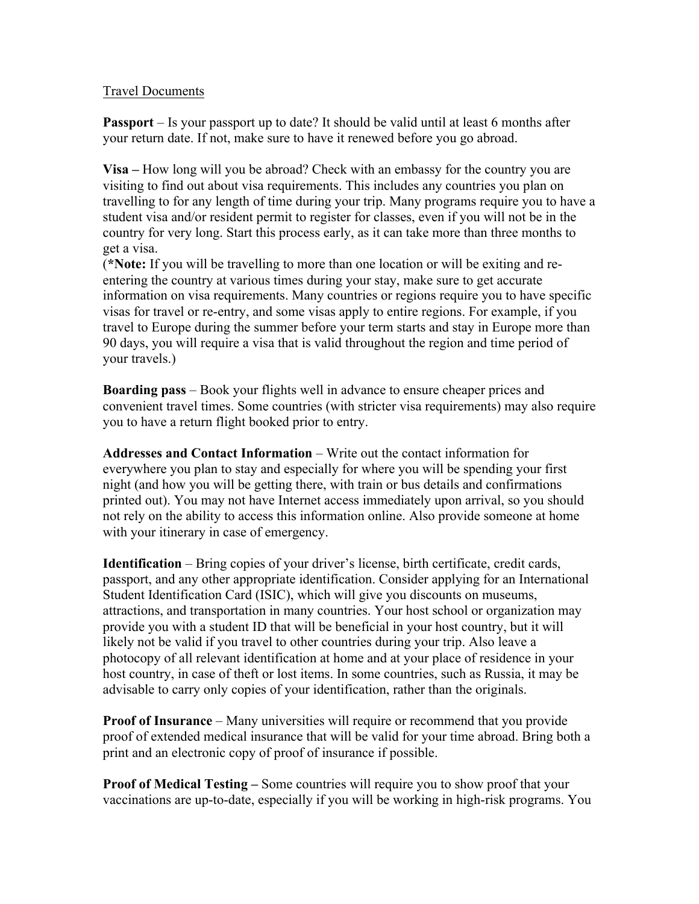<u>Travel Documents</u>

**Passport** – Is your passport up to date? It should be valid until at least 6 months after your return date. If not, make sure to have it renewed before you go abroad.

**Visa –** How long will you be abroad? Check with an embassy for the country you are visiting to find out about visa requirements. This includes any countries you plan on travelling to for any length of time during your trip. Many programs require you to have a student visa and/or resident permit to register for classes, even if you will not be in the country for very long. Start this process early, as it can take more than three months to get a visa.
(***Note:** If you will be travelling to more than one location or will be exiting and re-entering the country at various times during your stay, make sure to get accurate information on visa requirements. Many countries or regions require you to have specific visas for travel or re-entry, and some visas apply to entire regions. For example, if you travel to Europe during the summer before your term starts and stay in Europe more than 90 days, you will require a visa that is valid throughout the region and time period of your travels.)

**Boarding pass** – Book your flights well in advance to ensure cheaper prices and convenient travel times. Some countries (with stricter visa requirements) may also require you to have a return flight booked prior to entry.

**Addresses and Contact Information** – Write out the contact information for everywhere you plan to stay and especially for where you will be spending your first night (and how you will be getting there, with train or bus details and confirmations printed out). You may not have Internet access immediately upon arrival, so you should not rely on the ability to access this information online. Also provide someone at home with your itinerary in case of emergency.

**Identification** – Bring copies of your driver's license, birth certificate, credit cards, passport, and any other appropriate identification. Consider applying for an International Student Identification Card (ISIC), which will give you discounts on museums, attractions, and transportation in many countries. Your host school or organization may provide you with a student ID that will be beneficial in your host country, but it will likely not be valid if you travel to other countries during your trip. Also leave a photocopy of all relevant identification at home and at your place of residence in your host country, in case of theft or lost items. In some countries, such as Russia, it may be advisable to carry only copies of your identification, rather than the originals.

**Proof of Insurance** – Many universities will require or recommend that you provide proof of extended medical insurance that will be valid for your time abroad. Bring both a print and an electronic copy of proof of insurance if possible.

**Proof of Medical Testing –** Some countries will require you to show proof that your vaccinations are up-to-date, especially if you will be working in high-risk programs. You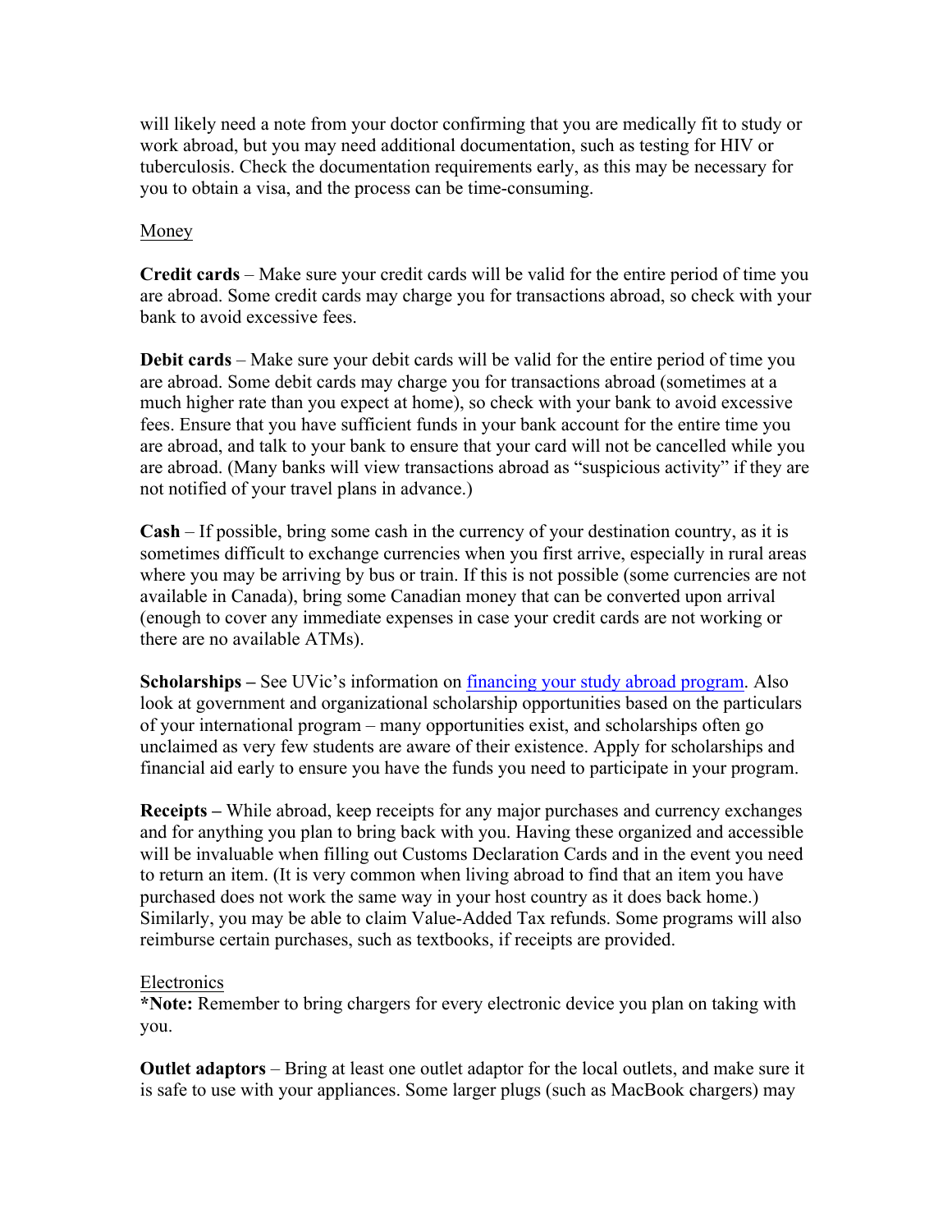will likely need a note from your doctor confirming that you are medically fit to study or work abroad, but you may need additional documentation, such as testing for HIV or tuberculosis. Check the documentation requirements early, as this may be necessary for you to obtain a visa, and the process can be time-consuming.

<u>Money</u>

**Credit cards** – Make sure your credit cards will be valid for the entire period of time you are abroad. Some credit cards may charge you for transactions abroad, so check with your bank to avoid excessive fees.

**Debit cards** – Make sure your debit cards will be valid for the entire period of time you are abroad. Some debit cards may charge you for transactions abroad (sometimes at a much higher rate than you expect at home), so check with your bank to avoid excessive fees. Ensure that you have sufficient funds in your bank account for the entire time you are abroad, and talk to your bank to ensure that your card will not be cancelled while you are abroad. (Many banks will view transactions abroad as "suspicious activity" if they are not notified of your travel plans in advance.)

**Cash** – If possible, bring some cash in the currency of your destination country, as it is sometimes difficult to exchange currencies when you first arrive, especially in rural areas where you may be arriving by bus or train. If this is not possible (some currencies are not available in Canada), bring some Canadian money that can be converted upon arrival (enough to cover any immediate expenses in case your credit cards are not working or there are no available ATMs).

**Scholarships –** See UVic's information on financing your study abroad program. Also look at government and organizational scholarship opportunities based on the particulars of your international program – many opportunities exist, and scholarships often go unclaimed as very few students are aware of their existence. Apply for scholarships and financial aid early to ensure you have the funds you need to participate in your program.

**Receipts –** While abroad, keep receipts for any major purchases and currency exchanges and for anything you plan to bring back with you. Having these organized and accessible will be invaluable when filling out Customs Declaration Cards and in the event you need to return an item. (It is very common when living abroad to find that an item you have purchased does not work the same way in your host country as it does back home.) Similarly, you may be able to claim Value-Added Tax refunds. Some programs will also reimburse certain purchases, such as textbooks, if receipts are provided.

<u>Electronics</u>

***Note:** Remember to bring chargers for every electronic device you plan on taking with you.

**Outlet adaptors** – Bring at least one outlet adaptor for the local outlets, and make sure it is safe to use with your appliances. Some larger plugs (such as MacBook chargers) may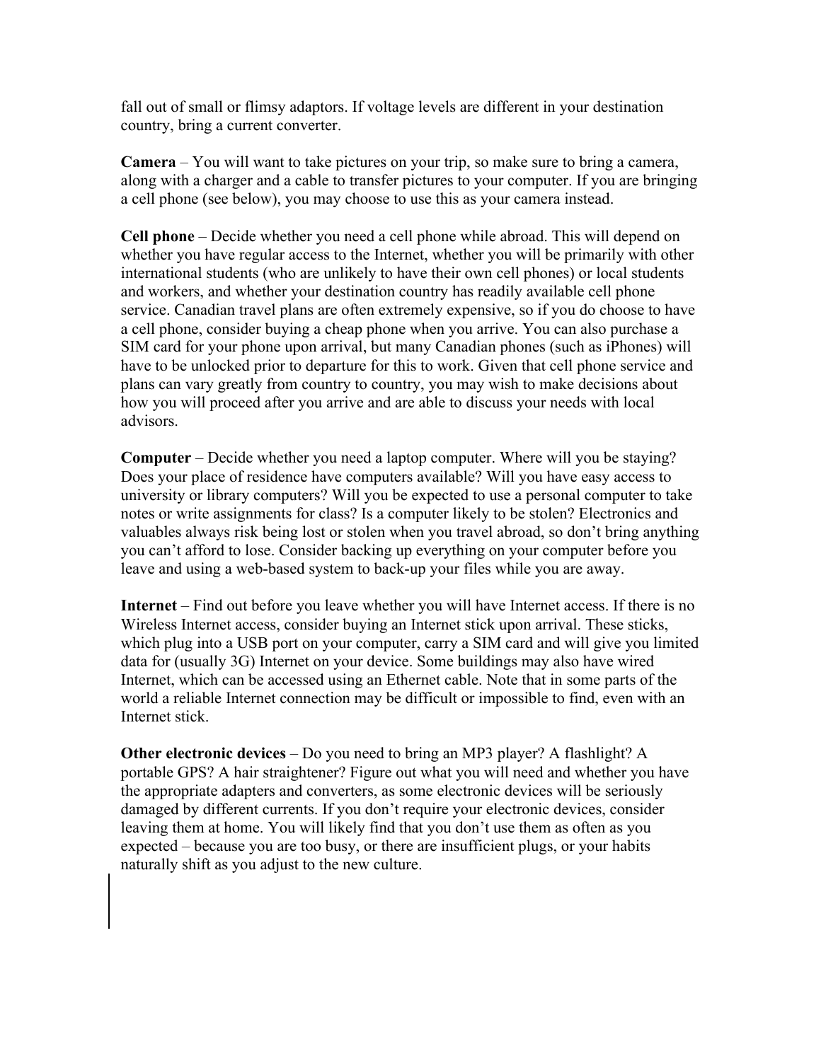fall out of small or flimsy adaptors. If voltage levels are different in your destination country, bring a current converter.

**Camera** – You will want to take pictures on your trip, so make sure to bring a camera, along with a charger and a cable to transfer pictures to your computer. If you are bringing a cell phone (see below), you may choose to use this as your camera instead.

**Cell phone** – Decide whether you need a cell phone while abroad. This will depend on whether you have regular access to the Internet, whether you will be primarily with other international students (who are unlikely to have their own cell phones) or local students and workers, and whether your destination country has readily available cell phone service. Canadian travel plans are often extremely expensive, so if you do choose to have a cell phone, consider buying a cheap phone when you arrive. You can also purchase a SIM card for your phone upon arrival, but many Canadian phones (such as iPhones) will have to be unlocked prior to departure for this to work. Given that cell phone service and plans can vary greatly from country to country, you may wish to make decisions about how you will proceed after you arrive and are able to discuss your needs with local advisors.

**Computer** – Decide whether you need a laptop computer. Where will you be staying? Does your place of residence have computers available? Will you have easy access to university or library computers? Will you be expected to use a personal computer to take notes or write assignments for class? Is a computer likely to be stolen? Electronics and valuables always risk being lost or stolen when you travel abroad, so don't bring anything you can't afford to lose. Consider backing up everything on your computer before you leave and using a web-based system to back-up your files while you are away.

**Internet** – Find out before you leave whether you will have Internet access. If there is no Wireless Internet access, consider buying an Internet stick upon arrival. These sticks, which plug into a USB port on your computer, carry a SIM card and will give you limited data for (usually 3G) Internet on your device. Some buildings may also have wired Internet, which can be accessed using an Ethernet cable. Note that in some parts of the world a reliable Internet connection may be difficult or impossible to find, even with an Internet stick.

**Other electronic devices** – Do you need to bring an MP3 player? A flashlight? A portable GPS? A hair straightener? Figure out what you will need and whether you have the appropriate adapters and converters, as some electronic devices will be seriously damaged by different currents. If you don't require your electronic devices, consider leaving them at home. You will likely find that you don't use them as often as you expected – because you are too busy, or there are insufficient plugs, or your habits naturally shift as you adjust to the new culture.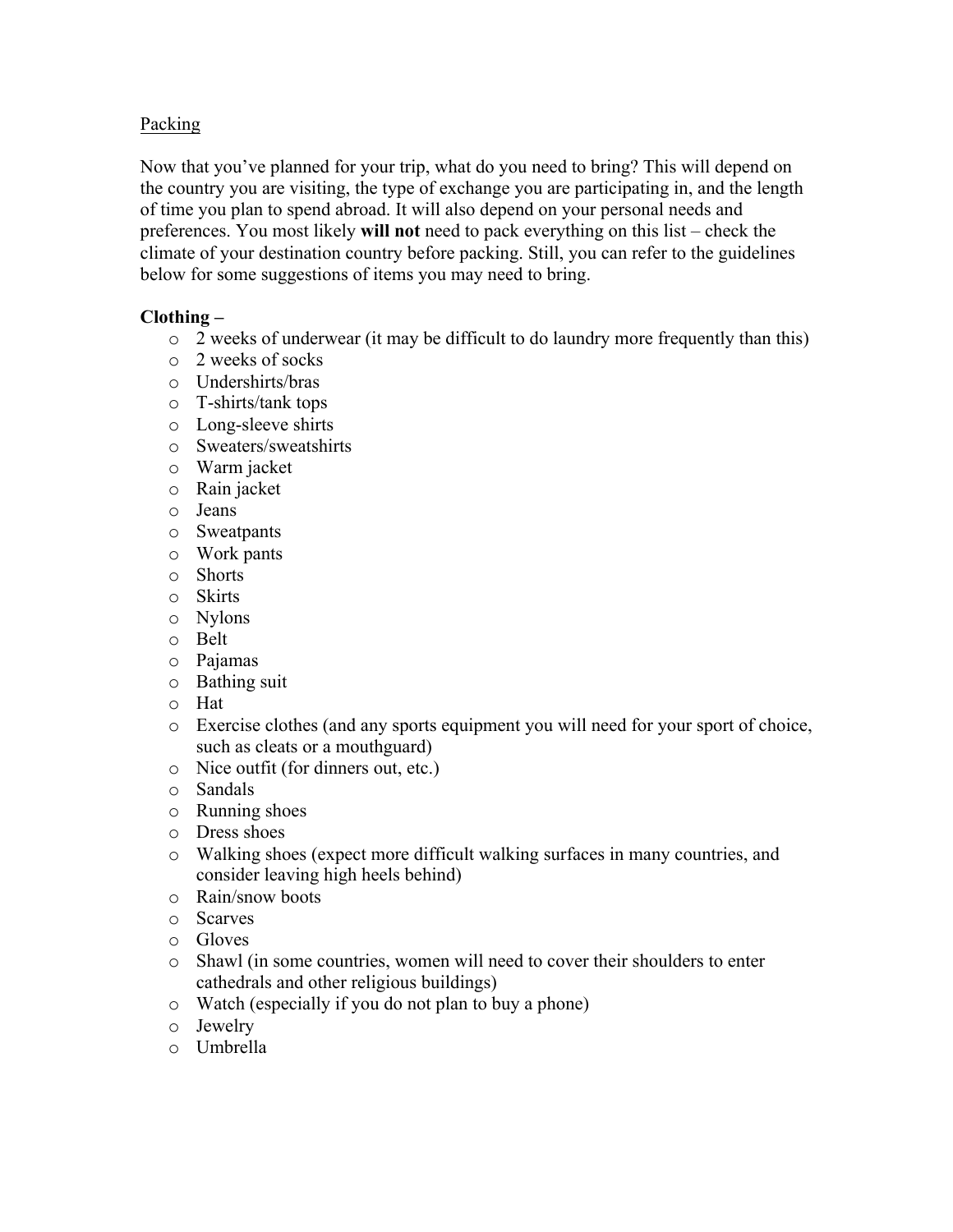## Packing

Now that you've planned for your trip, what do you need to bring? This will depend on the country you are visiting, the type of exchange you are participating in, and the length of time you plan to spend abroad. It will also depend on your personal needs and preferences. You most likely **will not** need to pack everything on this list – check the climate of your destination country before packing. Still, you can refer to the guidelines below for some suggestions of items you may need to bring.

**Clothing –**

- 2 weeks of underwear (it may be difficult to do laundry more frequently than this)
- 2 weeks of socks
- Undershirts/bras
- T-shirts/tank tops
- Long-sleeve shirts
- Sweaters/sweatshirts
- Warm jacket
- Rain jacket
- Jeans
- Sweatpants
- Work pants
- Shorts
- Skirts
- Nylons
- Belt
- Pajamas
- Bathing suit
- Hat
- Exercise clothes (and any sports equipment you will need for your sport of choice, such as cleats or a mouthguard)
- Nice outfit (for dinners out, etc.)
- Sandals
- Running shoes
- Dress shoes
- Walking shoes (expect more difficult walking surfaces in many countries, and consider leaving high heels behind)
- Rain/snow boots
- Scarves
- Gloves
- Shawl (in some countries, women will need to cover their shoulders to enter cathedrals and other religious buildings)
- Watch (especially if you do not plan to buy a phone)
- Jewelry
- Umbrella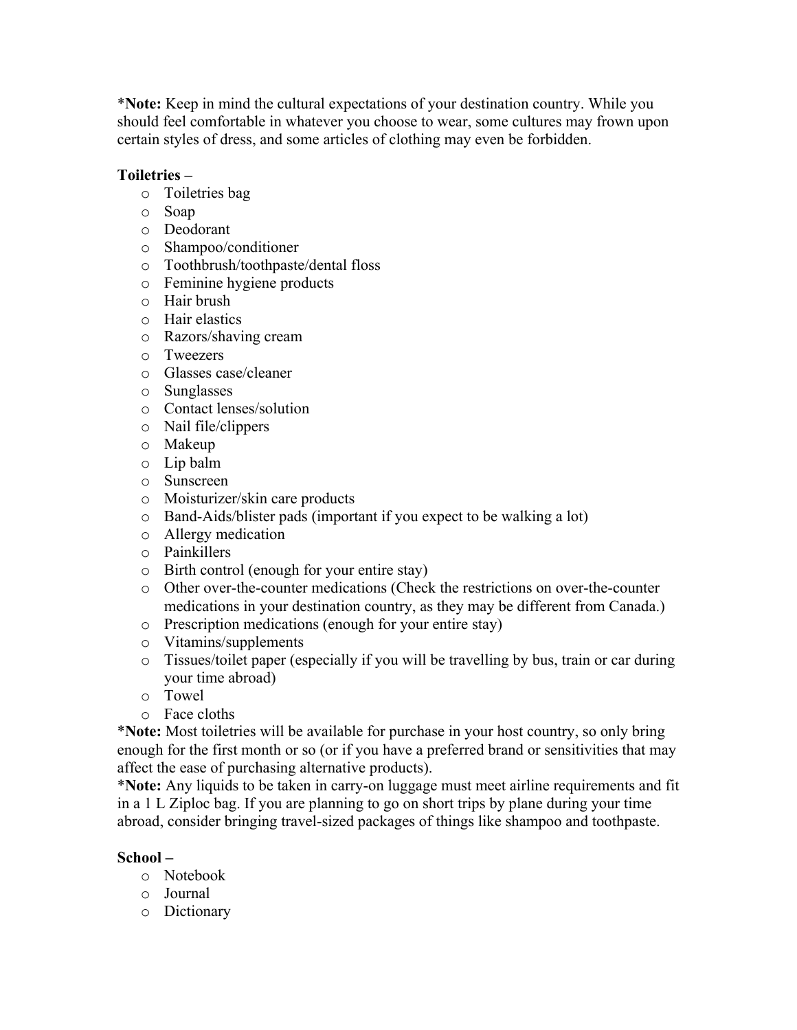*​**Note:** Keep in mind the cultural expectations of your destination country. While you should feel comfortable in whatever you choose to wear, some cultures may frown upon certain styles of dress, and some articles of clothing may even be forbidden.

**Toiletries –**

- Toiletries bag
- Soap
- Deodorant
- Shampoo/conditioner
- Toothbrush/toothpaste/dental floss
- Feminine hygiene products
- Hair brush
- Hair elastics
- Razors/shaving cream
- Tweezers
- Glasses case/cleaner
- Sunglasses
- Contact lenses/solution
- Nail file/clippers
- Makeup
- Lip balm
- Sunscreen
- Moisturizer/skin care products
- Band-Aids/blister pads (important if you expect to be walking a lot)
- Allergy medication
- Painkillers
- Birth control (enough for your entire stay)
- Other over-the-counter medications (Check the restrictions on over-the-counter medications in your destination country, as they may be different from Canada.)
- Prescription medications (enough for your entire stay)
- Vitamins/supplements
- Tissues/toilet paper (especially if you will be travelling by bus, train or car during your time abroad)
- Towel
- Face cloths

*​**Note:** Most toiletries will be available for purchase in your host country, so only bring enough for the first month or so (or if you have a preferred brand or sensitivities that may affect the ease of purchasing alternative products).

*​**Note:** Any liquids to be taken in carry-on luggage must meet airline requirements and fit in a 1 L Ziploc bag. If you are planning to go on short trips by plane during your time abroad, consider bringing travel-sized packages of things like shampoo and toothpaste.

**School –**

- Notebook
- Journal
- Dictionary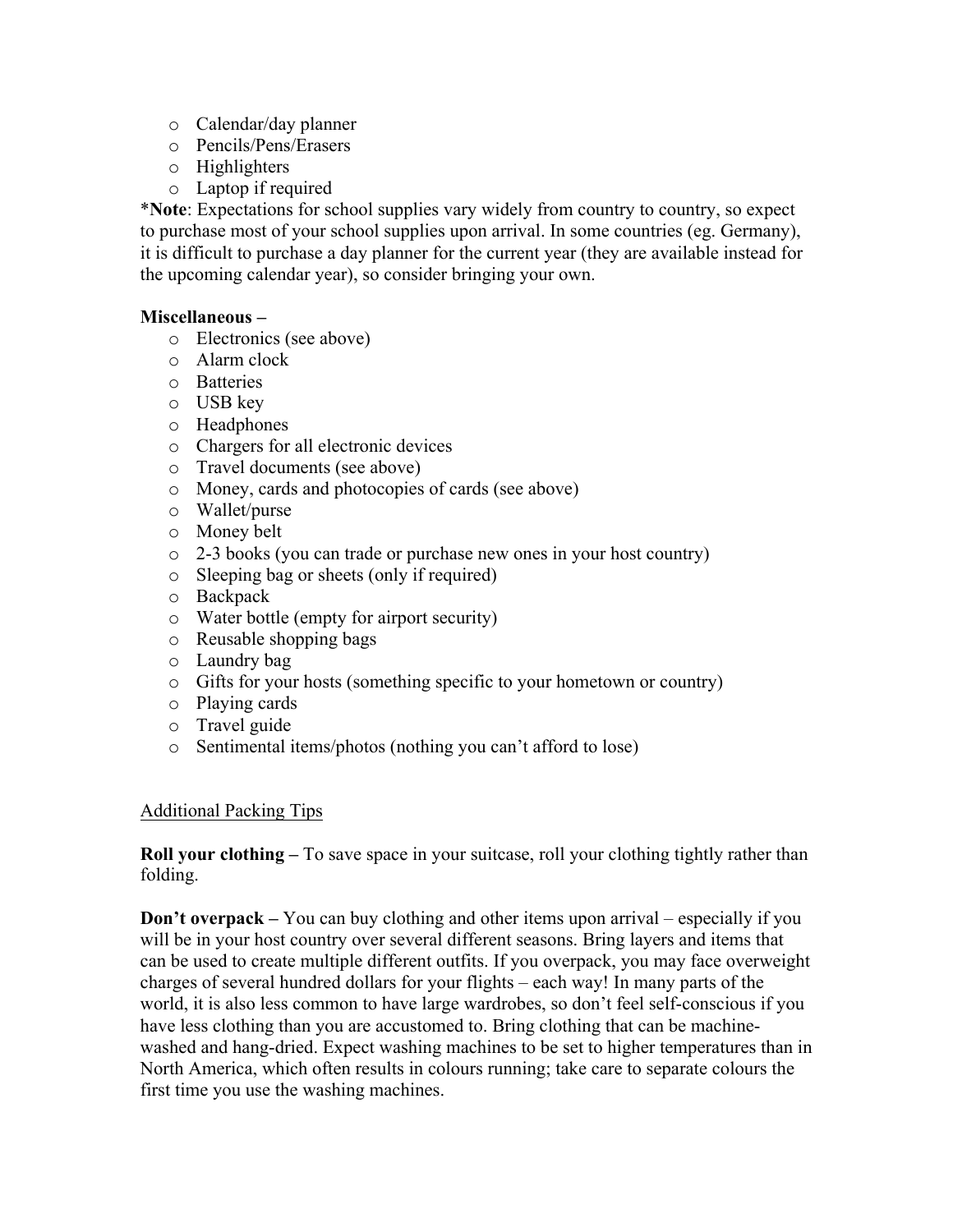- Calendar/day planner
- Pencils/Pens/Erasers
- Highlighters
- Laptop if required

***Note**: Expectations for school supplies vary widely from country to country, so expect to purchase most of your school supplies upon arrival. In some countries (eg. Germany), it is difficult to purchase a day planner for the current year (they are available instead for the upcoming calendar year), so consider bringing your own.

**Miscellaneous –**

- Electronics (see above)
- Alarm clock
- Batteries
- USB key
- Headphones
- Chargers for all electronic devices
- Travel documents (see above)
- Money, cards and photocopies of cards (see above)
- Wallet/purse
- Money belt
- 2-3 books (you can trade or purchase new ones in your host country)
- Sleeping bag or sheets (only if required)
- Backpack
- Water bottle (empty for airport security)
- Reusable shopping bags
- Laundry bag
- Gifts for your hosts (something specific to your hometown or country)
- Playing cards
- Travel guide
- Sentimental items/photos (nothing you can't afford to lose)

## Additional Packing Tips

**Roll your clothing –** To save space in your suitcase, roll your clothing tightly rather than folding.

**Don't overpack –** You can buy clothing and other items upon arrival – especially if you will be in your host country over several different seasons. Bring layers and items that can be used to create multiple different outfits. If you overpack, you may face overweight charges of several hundred dollars for your flights – each way! In many parts of the world, it is also less common to have large wardrobes, so don't feel self-conscious if you have less clothing than you are accustomed to. Bring clothing that can be machine-washed and hang-dried. Expect washing machines to be set to higher temperatures than in North America, which often results in colours running; take care to separate colours the first time you use the washing machines.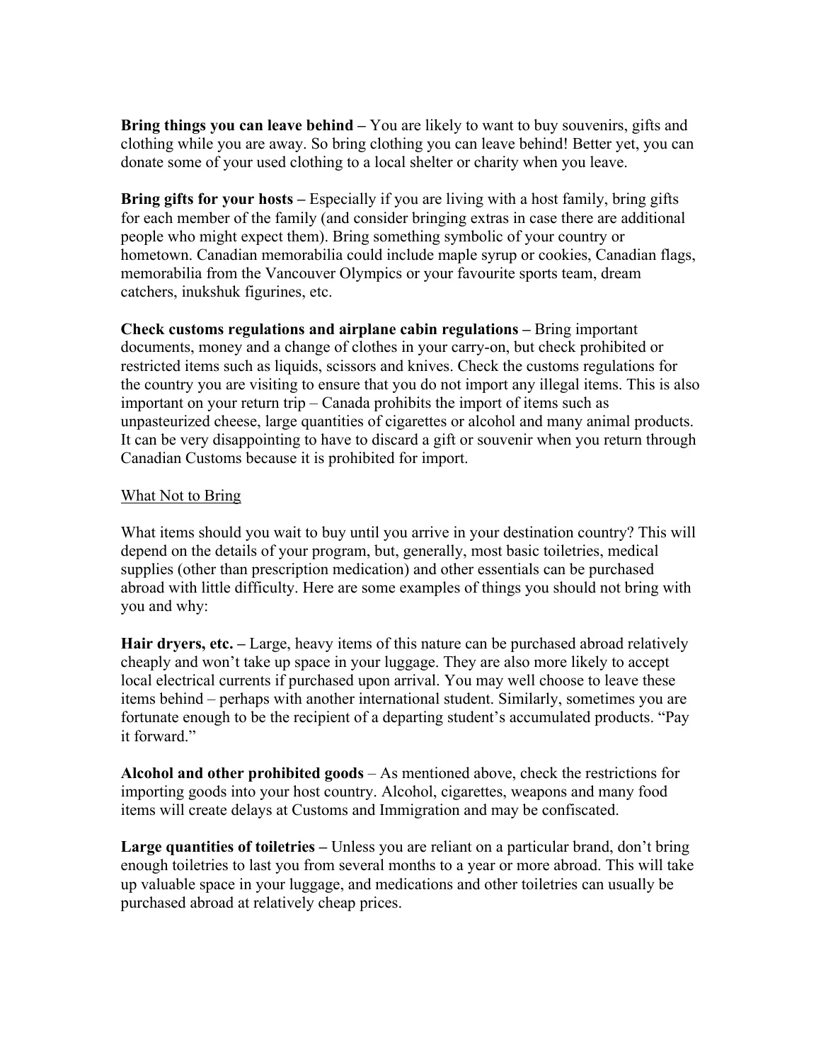**Bring things you can leave behind –** You are likely to want to buy souvenirs, gifts and clothing while you are away. So bring clothing you can leave behind! Better yet, you can donate some of your used clothing to a local shelter or charity when you leave.

**Bring gifts for your hosts –** Especially if you are living with a host family, bring gifts for each member of the family (and consider bringing extras in case there are additional people who might expect them). Bring something symbolic of your country or hometown. Canadian memorabilia could include maple syrup or cookies, Canadian flags, memorabilia from the Vancouver Olympics or your favourite sports team, dream catchers, inukshuk figurines, etc.

**Check customs regulations and airplane cabin regulations –** Bring important documents, money and a change of clothes in your carry-on, but check prohibited or restricted items such as liquids, scissors and knives. Check the customs regulations for the country you are visiting to ensure that you do not import any illegal items. This is also important on your return trip – Canada prohibits the import of items such as unpasteurized cheese, large quantities of cigarettes or alcohol and many animal products. It can be very disappointing to have to discard a gift or souvenir when you return through Canadian Customs because it is prohibited for import.

<u>What Not to Bring</u>

What items should you wait to buy until you arrive in your destination country? This will depend on the details of your program, but, generally, most basic toiletries, medical supplies (other than prescription medication) and other essentials can be purchased abroad with little difficulty. Here are some examples of things you should not bring with you and why:

**Hair dryers, etc. –** Large, heavy items of this nature can be purchased abroad relatively cheaply and won't take up space in your luggage. They are also more likely to accept local electrical currents if purchased upon arrival. You may well choose to leave these items behind – perhaps with another international student. Similarly, sometimes you are fortunate enough to be the recipient of a departing student's accumulated products. "Pay it forward."

**Alcohol and other prohibited goods** – As mentioned above, check the restrictions for importing goods into your host country. Alcohol, cigarettes, weapons and many food items will create delays at Customs and Immigration and may be confiscated.

**Large quantities of toiletries –** Unless you are reliant on a particular brand, don't bring enough toiletries to last you from several months to a year or more abroad. This will take up valuable space in your luggage, and medications and other toiletries can usually be purchased abroad at relatively cheap prices.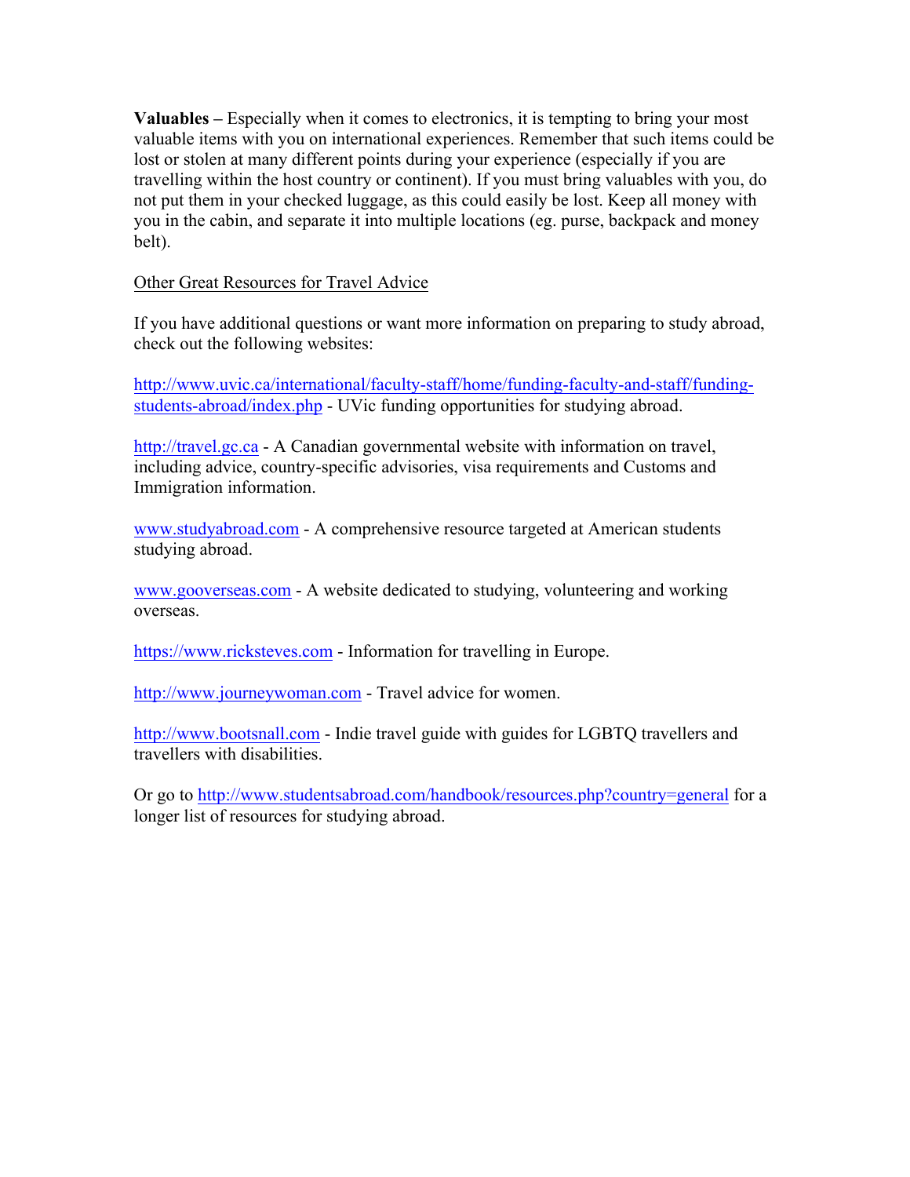**Valables –** Especially when it comes to electronics, it is tempting to bring your most valuable items with you on international experiences. Remember that such items could be lost or stolen at many different points during your experience (especially if you are travelling within the host country or continent). If you must bring valuables with you, do not put them in your checked luggage, as this could easily be lost. Keep all money with you in the cabin, and separate it into multiple locations (eg. purse, backpack and money belt).

Other Great Resources for Travel Advice

If you have additional questions or want more information on preparing to study abroad, check out the following websites:

http://www.uvic.ca/international/faculty-staff/home/funding-faculty-and-staff/funding-students-abroad/index.php - UVic funding opportunities for studying abroad.

http://travel.gc.ca - A Canadian governmental website with information on travel, including advice, country-specific advisories, visa requirements and Customs and Immigration information.

www.studyabroad.com - A comprehensive resource targeted at American students studying abroad.

www.gooverseas.com - A website dedicated to studying, volunteering and working overseas.

https://www.ricksteves.com - Information for travelling in Europe.

http://www.journeywoman.com - Travel advice for women.

http://www.bootsnall.com - Indie travel guide with guides for LGBTQ travellers and travellers with disabilities.

Or go to http://www.studentsabroad.com/handbook/resources.php?country=general for a longer list of resources for studying abroad.